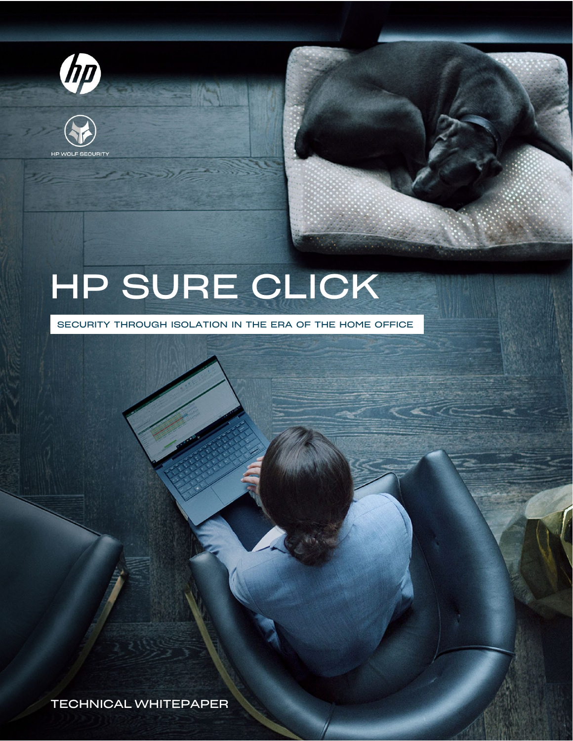HP WOLF SECURITY

# HP SURE CLICK

## SECURITY THROUGH ISOLATION IN THE ERA OF THE HOME OFFICE

TECHNICAL WHITEPAPER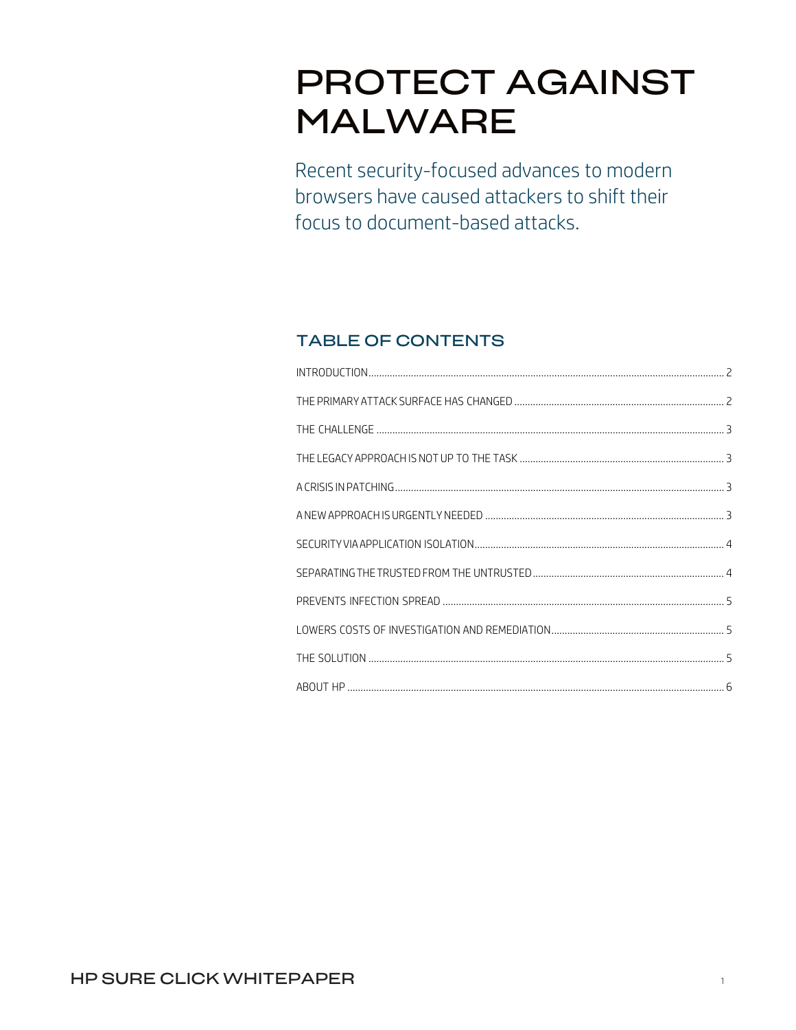# PROTECT AGAINST MALWARE

Recent security-focused advances to modern browsers have caused attackers to shift their focus to document-based attacks.

## TABLE OF CONTENTS

INTRODUCTION ..... 2

THE PRIMARY ATTACK SURFACE HAS CHANGED ..... 2

THE CHALLENGE ..... 3

THE LEGACY APPROACH IS NOT UP TO THE TASK ..... 3

A CRISIS IN PATCHING ..... 3

A NEW APPROACH IS URGENTLY NEEDED ..... 3

SECURITY VIA APPLICATION ISOLATION ..... 4

SEPARATING THE TRUSTED FROM THE UNTRUSTED ..... 4

PREVENTS INFECTION SPREAD ..... 5

LOWERS COSTS OF INVESTIGATION AND REMEDIATION ..... 5

THE SOLUTION ..... 5

ABOUT HP ..... 6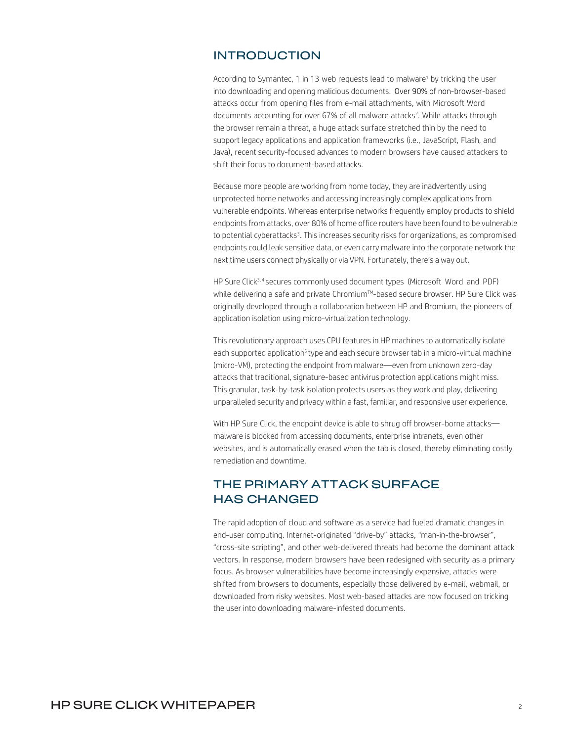## INTRODUCTION

According to Symantec, 1 in 13 web requests lead to malware[1] by tricking the user into downloading and opening malicious documents. Over 90% of non-browser-based attacks occur from opening files from e-mail attachments, with Microsoft Word documents accounting for over 67% of all malware attacks[2]. While attacks through the browser remain a threat, a huge attack surface stretched thin by the need to support legacy applications and application frameworks (i.e., JavaScript, Flash, and Java), recent security-focused advances to modern browsers have caused attackers to shift their focus to document-based attacks.

Because more people are working from home today, they are inadvertently using unprotected home networks and accessing increasingly complex applications from vulnerable endpoints. Whereas enterprise networks frequently employ products to shield endpoints from attacks, over 80% of home office routers have been found to be vulnerable to potential cyberattacks[3]. This increases security risks for organizations, as compromised endpoints could leak sensitive data, or even carry malware into the corporate network the next time users connect physically or via VPN. Fortunately, there's a way out.

HP Sure Click[3, 4] secures commonly used document types (Microsoft Word and PDF) while delivering a safe and private Chromium™-based secure browser. HP Sure Click was originally developed through a collaboration between HP and Bromium, the pioneers of application isolation using micro-virtualization technology.

This revolutionary approach uses CPU features in HP machines to automatically isolate each supported application[5] type and each secure browser tab in a micro-virtual machine (micro-VM), protecting the endpoint from malware—even from unknown zero-day attacks that traditional, signature-based antivirus protection applications might miss. This granular, task-by-task isolation protects users as they work and play, delivering unparalleled security and privacy within a fast, familiar, and responsive user experience.

With HP Sure Click, the endpoint device is able to shrug off browser-borne attacks—malware is blocked from accessing documents, enterprise intranets, even other websites, and is automatically erased when the tab is closed, thereby eliminating costly remediation and downtime.

## THE PRIMARY ATTACK SURFACE HAS CHANGED

The rapid adoption of cloud and software as a service had fueled dramatic changes in end-user computing. Internet-originated "drive-by" attacks, "man-in-the-browser", "cross-site scripting", and other web-delivered threats had become the dominant attack vectors. In response, modern browsers have been redesigned with security as a primary focus. As browser vulnerabilities have become increasingly expensive, attacks were shifted from browsers to documents, especially those delivered by e-mail, webmail, or downloaded from risky websites. Most web-based attacks are now focused on tricking the user into downloading malware-infested documents.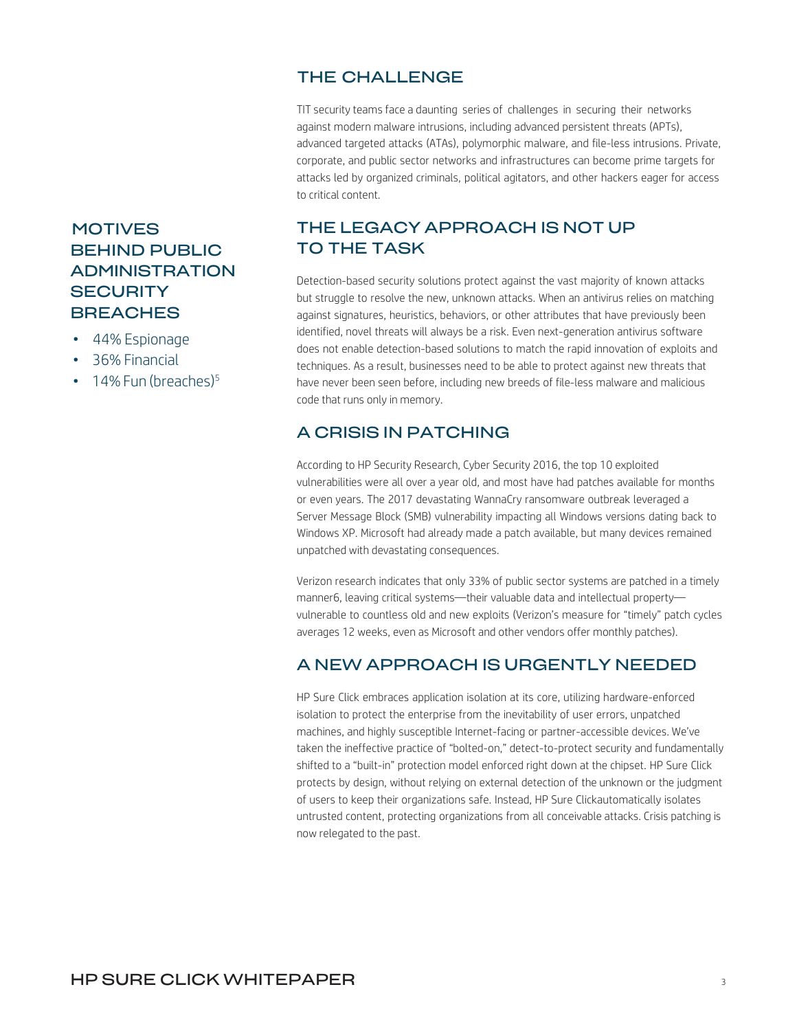## THE CHALLENGE

TIT security teams face a daunting series of challenges in securing their networks against modern malware intrusions, including advanced persistent threats (APTs), advanced targeted attacks (ATAs), polymorphic malware, and file-less intrusions. Private, corporate, and public sector networks and infrastructures can become prime targets for attacks led by organized criminals, political agitators, and other hackers eager for access to critical content.

## MOTIVES BEHIND PUBLIC ADMINISTRATION SECURITY BREACHES

- 44% Espionage
- 36% Financial
- 14% Fun (breaches)[5]

## THE LEGACY APPROACH IS NOT UP TO THE TASK

Detection-based security solutions protect against the vast majority of known attacks but struggle to resolve the new, unknown attacks. When an antivirus relies on matching against signatures, heuristics, behaviors, or other attributes that have previously been identified, novel threats will always be a risk. Even next-generation antivirus software does not enable detection-based solutions to match the rapid innovation of exploits and techniques. As a result, businesses need to be able to protect against new threats that have never been seen before, including new breeds of file-less malware and malicious code that runs only in memory.

## A CRISIS IN PATCHING

According to HP Security Research, Cyber Security 2016, the top 10 exploited vulnerabilities were all over a year old, and most have had patches available for months or even years. The 2017 devastating WannaCry ransomware outbreak leveraged a Server Message Block (SMB) vulnerability impacting all Windows versions dating back to Windows XP. Microsoft had already made a patch available, but many devices remained unpatched with devastating consequences.

Verizon research indicates that only 33% of public sector systems are patched in a timely manner6, leaving critical systems—their valuable data and intellectual property—vulnerable to countless old and new exploits (Verizon's measure for "timely" patch cycles averages 12 weeks, even as Microsoft and other vendors offer monthly patches).

## A NEW APPROACH IS URGENTLY NEEDED

HP Sure Click embraces application isolation at its core, utilizing hardware-enforced isolation to protect the enterprise from the inevitability of user errors, unpatched machines, and highly susceptible Internet-facing or partner-accessible devices. We've taken the ineffective practice of "bolted-on," detect-to-protect security and fundamentally shifted to a "built-in" protection model enforced right down at the chipset. HP Sure Click protects by design, without relying on external detection of the unknown or the judgment of users to keep their organizations safe. Instead, HP Sure Clickautomatically isolates untrusted content, protecting organizations from all conceivable attacks. Crisis patching is now relegated to the past.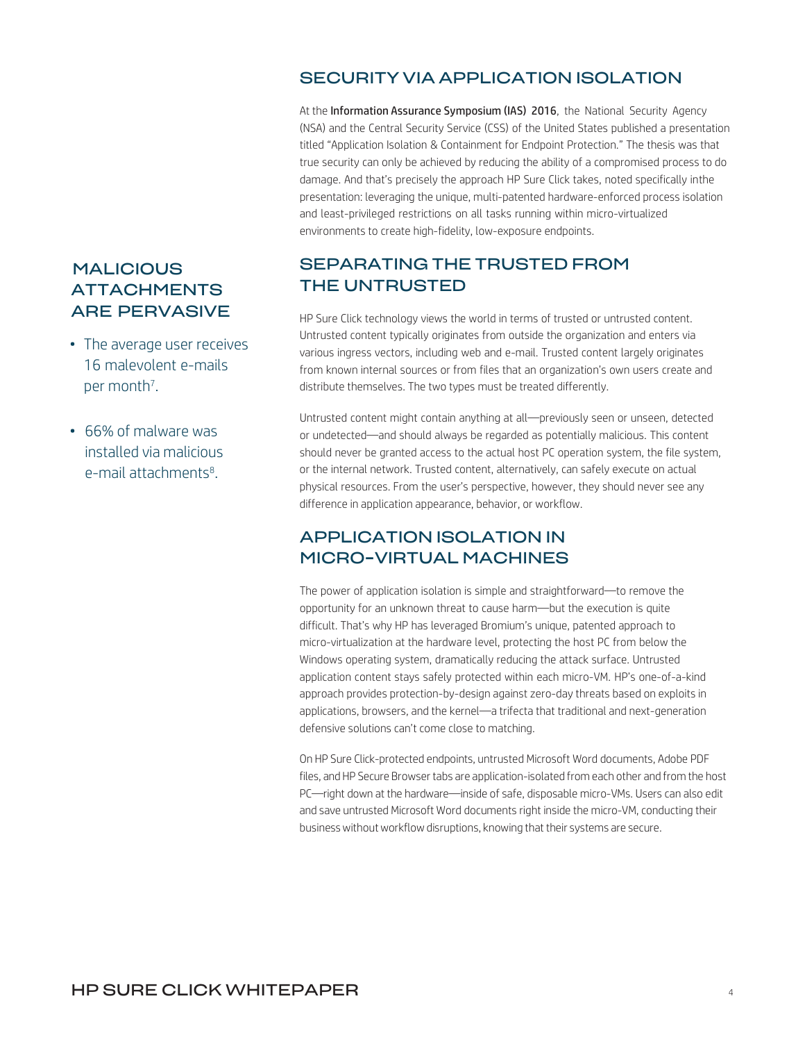## SECURITY VIA APPLICATION ISOLATION

At the **Information Assurance Symposium (IAS) 2016**, the National Security Agency (NSA) and the Central Security Service (CSS) of the United States published a presentation titled "Application Isolation & Containment for Endpoint Protection." The thesis was that true security can only be achieved by reducing the ability of a compromised process to do damage. And that's precisely the approach HP Sure Click takes, noted specifically inthe presentation: leveraging the unique, multi-patented hardware-enforced process isolation and least-privileged restrictions on all tasks running within micro-virtualized environments to create high-fidelity, low-exposure endpoints.

## SEPARATING THE TRUSTED FROM THE UNTRUSTED

HP Sure Click technology views the world in terms of trusted or untrusted content. Untrusted content typically originates from outside the organization and enters via various ingress vectors, including web and e-mail. Trusted content largely originates from known internal sources or from files that an organization's own users create and distribute themselves. The two types must be treated differently.

Untrusted content might contain anything at all—previously seen or unseen, detected or undetected—and should always be regarded as potentially malicious. This content should never be granted access to the actual host PC operation system, the file system, or the internal network. Trusted content, alternatively, can safely execute on actual physical resources. From the user's perspective, however, they should never see any difference in application appearance, behavior, or workflow.

## MALICIOUS ATTACHMENTS ARE PERVASIVE

- The average user receives 16 malevolent e-mails per month[7].
- 66% of malware was installed via malicious e-mail attachments[8].

## APPLICATION ISOLATION IN MICRO-VIRTUAL MACHINES

The power of application isolation is simple and straightforward—to remove the opportunity for an unknown threat to cause harm—but the execution is quite difficult. That's why HP has leveraged Bromium's unique, patented approach to micro-virtualization at the hardware level, protecting the host PC from below the Windows operating system, dramatically reducing the attack surface. Untrusted application content stays safely protected within each micro-VM. HP's one-of-a-kind approach provides protection-by-design against zero-day threats based on exploits in applications, browsers, and the kernel—a trifecta that traditional and next-generation defensive solutions can't come close to matching.

On HP Sure Click-protected endpoints, untrusted Microsoft Word documents, Adobe PDF files, and HP Secure Browser tabs are application-isolated from each other and from the host PC—right down at the hardware—inside of safe, disposable micro-VMs. Users can also edit and save untrusted Microsoft Word documents right inside the micro-VM, conducting their business without workflow disruptions, knowing that their systems are secure.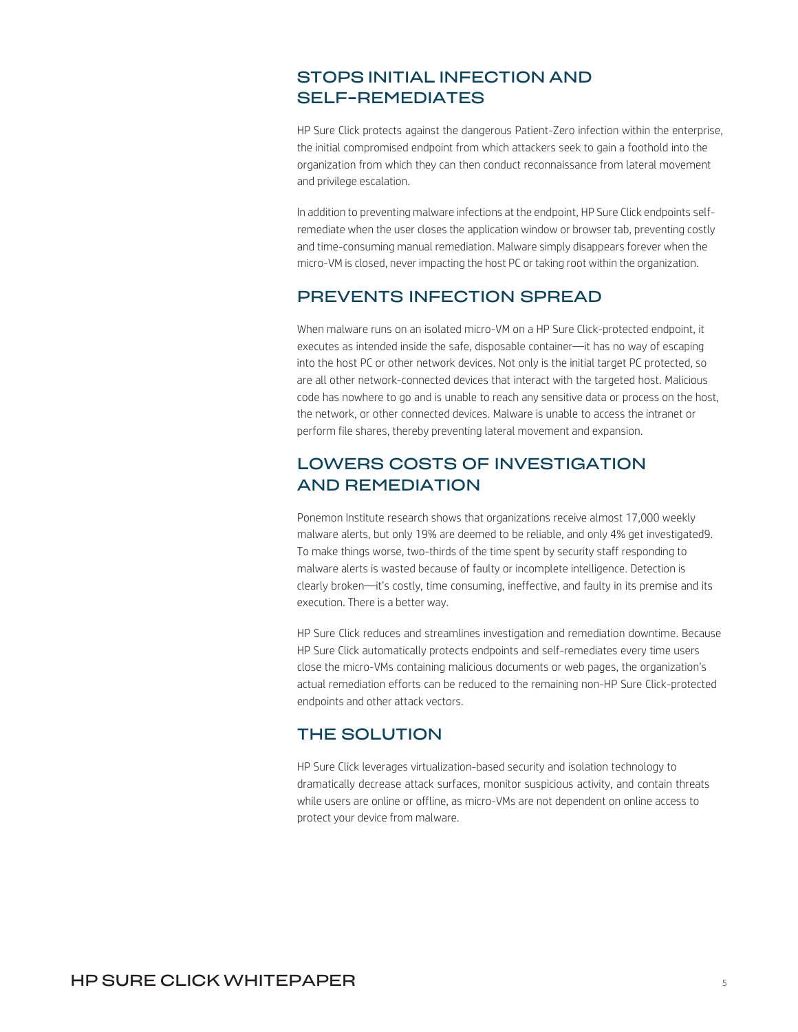## STOPS INITIAL INFECTION AND SELF-REMEDIATES

HP Sure Click protects against the dangerous Patient-Zero infection within the enterprise, the initial compromised endpoint from which attackers seek to gain a foothold into the organization from which they can then conduct reconnaissance from lateral movement and privilege escalation.

In addition to preventing malware infections at the endpoint, HP Sure Click endpoints self-remediate when the user closes the application window or browser tab, preventing costly and time-consuming manual remediation. Malware simply disappears forever when the micro-VM is closed, never impacting the host PC or taking root within the organization.

## PREVENTS INFECTION SPREAD

When malware runs on an isolated micro-VM on a HP Sure Click-protected endpoint, it executes as intended inside the safe, disposable container—it has no way of escaping into the host PC or other network devices. Not only is the initial target PC protected, so are all other network-connected devices that interact with the targeted host. Malicious code has nowhere to go and is unable to reach any sensitive data or process on the host, the network, or other connected devices. Malware is unable to access the intranet or perform file shares, thereby preventing lateral movement and expansion.

## LOWERS COSTS OF INVESTIGATION AND REMEDIATION

Ponemon Institute research shows that organizations receive almost 17,000 weekly malware alerts, but only 19% are deemed to be reliable, and only 4% get investigated[9]. To make things worse, two-thirds of the time spent by security staff responding to malware alerts is wasted because of faulty or incomplete intelligence. Detection is clearly broken—it's costly, time consuming, ineffective, and faulty in its premise and its execution. There is a better way.

HP Sure Click reduces and streamlines investigation and remediation downtime. Because HP Sure Click automatically protects endpoints and self-remediates every time users close the micro-VMs containing malicious documents or web pages, the organization's actual remediation efforts can be reduced to the remaining non-HP Sure Click-protected endpoints and other attack vectors.

## THE SOLUTION

HP Sure Click leverages virtualization-based security and isolation technology to dramatically decrease attack surfaces, monitor suspicious activity, and contain threats while users are online or offline, as micro-VMs are not dependent on online access to protect your device from malware.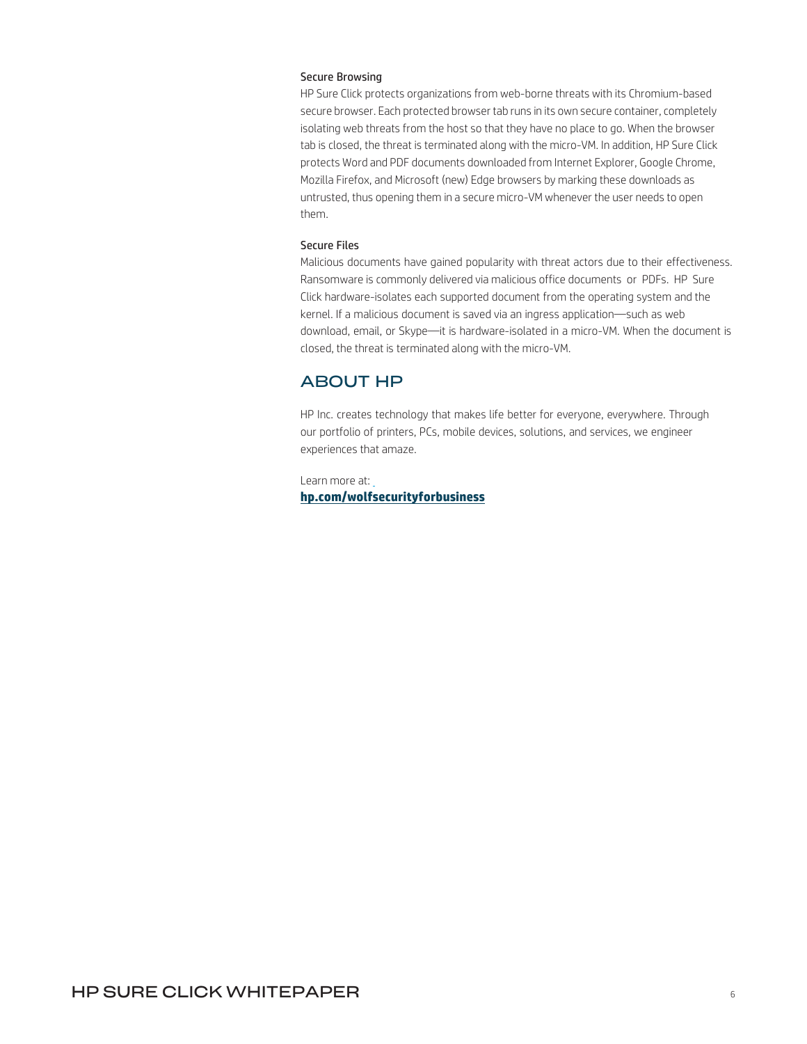### Secure Browsing

HP Sure Click protects organizations from web-borne threats with its Chromium-based secure browser. Each protected browser tab runs in its own secure container, completely isolating web threats from the host so that they have no place to go. When the browser tab is closed, the threat is terminated along with the micro-VM. In addition, HP Sure Click protects Word and PDF documents downloaded from Internet Explorer, Google Chrome, Mozilla Firefox, and Microsoft (new) Edge browsers by marking these downloads as untrusted, thus opening them in a secure micro-VM whenever the user needs to open them.

### Secure Files

Malicious documents have gained popularity with threat actors due to their effectiveness. Ransomware is commonly delivered via malicious office documents or PDFs. HP Sure Click hardware-isolates each supported document from the operating system and the kernel. If a malicious document is saved via an ingress application—such as web download, email, or Skype—it is hardware-isolated in a micro-VM. When the document is closed, the threat is terminated along with the micro-VM.

## ABOUT HP

HP Inc. creates technology that makes life better for everyone, everywhere. Through our portfolio of printers, PCs, mobile devices, solutions, and services, we engineer experiences that amaze.

Learn more at:
**hp.com/wolfsecurityforbusiness**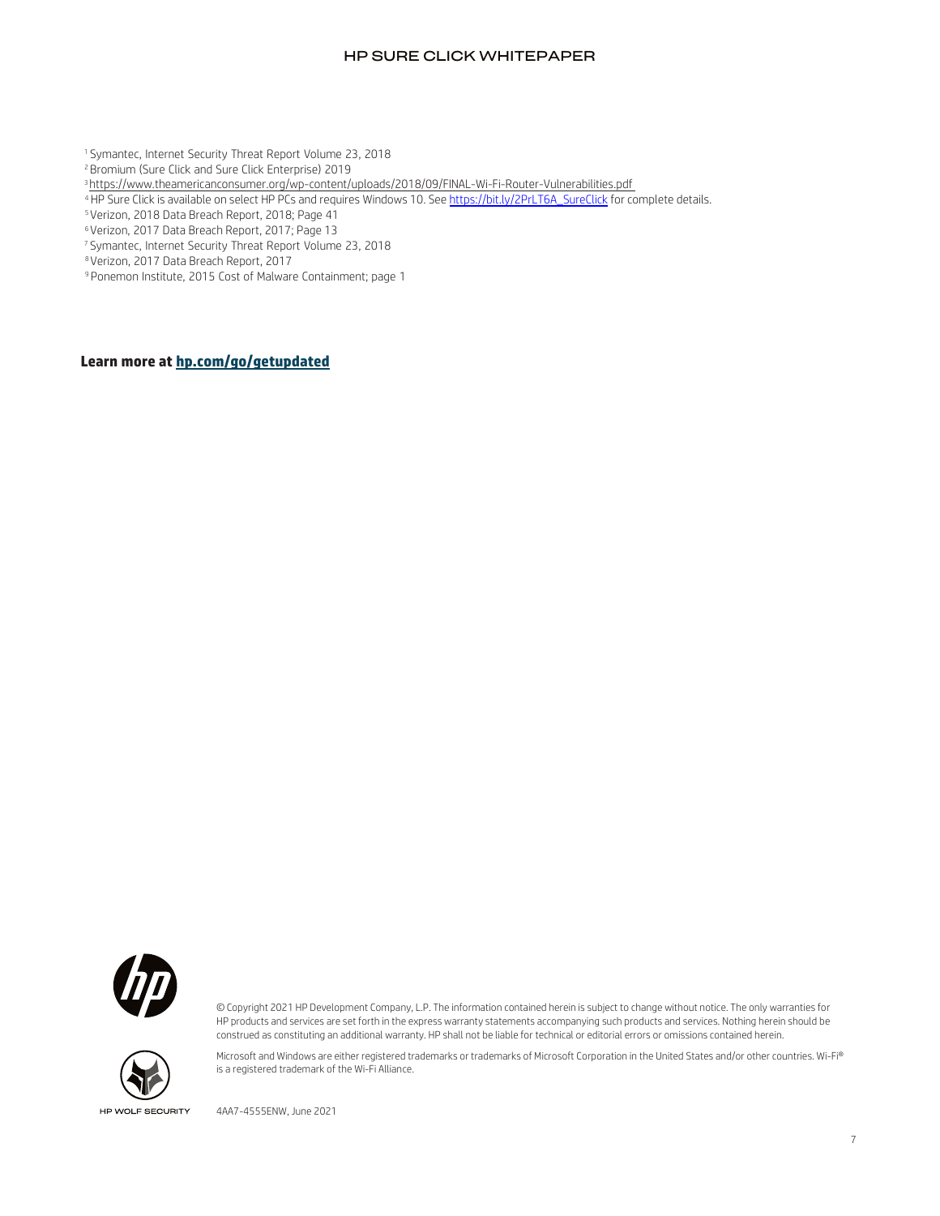[1] Symantec, Internet Security Threat Report Volume 23, 2018
[2] Bromium (Sure Click and Sure Click Enterprise) 2019
[3] https://www.theamericanconsumer.org/wp-content/uploads/2018/09/FINAL-Wi-Fi-Router-Vulnerabilities.pdf
[4] HP Sure Click is available on select HP PCs and requires Windows 10. See https://bit.ly/2PrLT6A_SureClick for complete details.
[5] Verizon, 2018 Data Breach Report, 2018; Page 41
[6] Verizon, 2017 Data Breach Report, 2017; Page 13
[7] Symantec, Internet Security Threat Report Volume 23, 2018
[8] Verizon, 2017 Data Breach Report, 2017
[9] Ponemon Institute, 2015 Cost of Malware Containment; page 1

**Learn more at hp.com/go/getupdated**

© Copyright 2021 HP Development Company, L.P. The information contained herein is subject to change without notice. The only warranties for HP products and services are set forth in the express warranty statements accompanying such products and services. Nothing herein should be construed as constituting an additional warranty. HP shall not be liable for technical or editorial errors or omissions contained herein.

Microsoft and Windows are either registered trademarks or trademarks of Microsoft Corporation in the United States and/or other countries. Wi-Fi® is a registered trademark of the Wi-Fi Alliance.

HP WOLF SECURITY

4AA7-4555ENW, June 2021